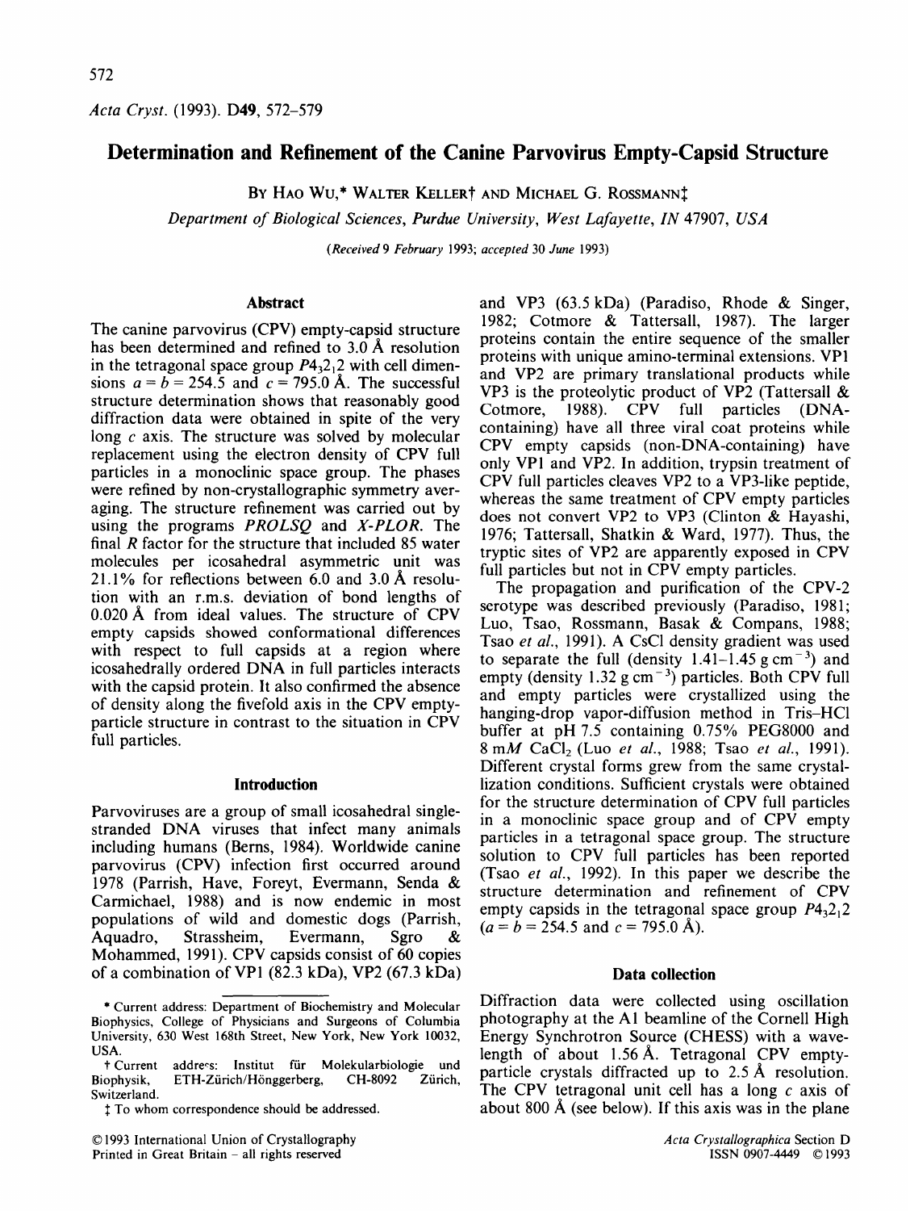# Determination and Refinement of the Canine Parvovirus Empty-Capsid Structure

By Hao Wu,* Walter Keller† and Michael G. Rossmann‡

*Department of Biological Sciences, Purdue University, West Lafayette, IN 47907, USA*

*(Received 9 February 1993; accepted 30 June 1993)*

## Abstract

The canine parvovirus (CPV) empty-capsid structure has been determined and refined to 3.0 Å resolution in the tetragonal space group $P4_32_12$ with cell dimensions $a = b = 254.5$ and $c = 795.0$ Å. The successful structure determination shows that reasonably good diffraction data were obtained in spite of the very long $c$ axis. The structure was solved by molecular replacement using the electron density of CPV full particles in a monoclinic space group. The phases were refined by non-crystallographic symmetry averaging. The structure refinement was carried out by using the programs *PROLSQ* and *X-PLOR*. The final $R$ factor for the structure that included 85 water molecules per icosahedral asymmetric unit was 21.1% for reflections between 6.0 and 3.0 Å resolution with an r.m.s. deviation of bond lengths of 0.020 Å from ideal values. The structure of CPV empty capsids showed conformational differences with respect to full capsids at a region where icosahedrally ordered DNA in full particles interacts with the capsid protein. It also confirmed the absence of density along the fivefold axis in the CPV empty-particle structure in contrast to the situation in CPV full particles.

## Introduction

Parvoviruses are a group of small icosahedral single-stranded DNA viruses that infect many animals including humans (Berns, 1984). Worldwide canine parvovirus (CPV) infection first occurred around 1978 (Parrish, Have, Foreyt, Evermann, Senda & Carmichael, 1988) and is now endemic in most populations of wild and domestic dogs (Parrish, Aquadro, Strassheim, Evermann, Sgro & Mohammed, 1991). CPV capsids consist of 60 copies of a combination of VP1 (82.3 kDa), VP2 (67.3 kDa) and VP3 (63.5 kDa) (Paradiso, Rhode & Singer, 1982; Cotmore & Tattersall, 1987). The larger proteins contain the entire sequence of the smaller proteins with unique amino-terminal extensions. VP1 and VP2 are primary translational products while VP3 is the proteolytic product of VP2 (Tattersall & Cotmore, 1988). CPV full particles (DNA-containing) have all three viral coat proteins while CPV empty capsids (non-DNA-containing) have only VP1 and VP2. In addition, trypsin treatment of CPV full particles cleaves VP2 to a VP3-like peptide, whereas the same treatment of CPV empty particles does not convert VP2 to VP3 (Clinton & Hayashi, 1976; Tattersall, Shatkin & Ward, 1977). Thus, the tryptic sites of VP2 are apparently exposed in CPV full particles but not in CPV empty particles.

The propagation and purification of the CPV-2 serotype was described previously (Paradiso, 1981; Luo, Tsao, Rossmann, Basak & Compans, 1988; Tsao *et al.*, 1991). A CsCl density gradient was used to separate the full (density 1.41–1.45 g cm$^{-3}$) and empty (density 1.32 g cm$^{-3}$) particles. Both CPV full and empty particles were crystallized using the hanging-drop vapor-diffusion method in Tris–HCl buffer at pH 7.5 containing 0.75% PEG8000 and 8 m$M$ $CaCl_2$ (Luo *et al.*, 1988; Tsao *et al.*, 1991). Different crystal forms grew from the same crystallization conditions. Sufficient crystals were obtained for the structure determination of CPV full particles in a monoclinic space group and of CPV empty particles in a tetragonal space group. The structure solution to CPV full particles has been reported (Tsao *et al.*, 1992). In this paper we describe the structure determination and refinement of CPV empty capsids in the tetragonal space group $P4_32_12$ ($a = b = 254.5$ and $c = 795.0$ Å).

## Data collection

Diffraction data were collected using oscillation photography at the A1 beamline of the Cornell High Energy Synchrotron Source (CHESS) with a wavelength of about 1.56 Å. Tetragonal CPV empty-particle crystals diffracted up to 2.5 Å resolution. The CPV tetragonal unit cell has a long $c$ axis of about 800 Å (see below). If this axis was in the plane

---

\* Current address: Department of Biochemistry and Molecular Biophysics, College of Physicians and Surgeons of Columbia University, 630 West 168th Street, New York, New York 10032, USA.

† Current address: Institut für Molekularbiologie und Biophysik, ETH-Zürich/Hönggerberg, CH-8092 Zürich, Switzerland.

‡ To whom correspondence should be addressed.

©1993 International Union of Crystallography
Printed in Great Britain – all rights reserved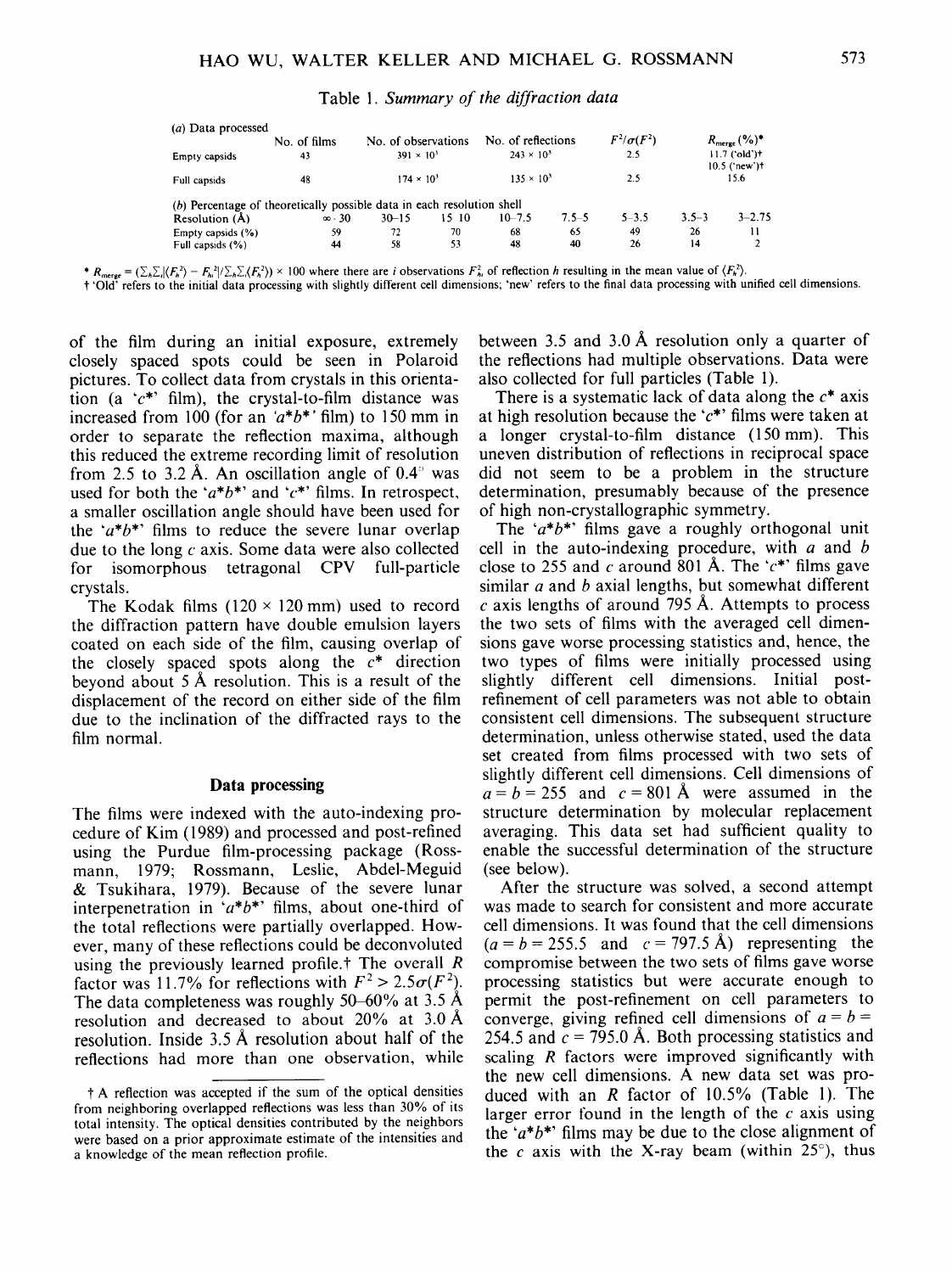Table 1. *Summary of the diffraction data*

(*a*) Data processed

| | No. of films | No. of observations | No. of reflections | $F^2/\sigma(F^2)$ | $R_{merge}$ (%)* |
|---|---|---|---|---|---|
| Empty capsids | 43 | $391 \times 10^3$ | $243 \times 10^3$ | 2.5 | 11.7 ('old')† 10.5 ('new')† |
| Full capsids | 48 | $174 \times 10^3$ | $135 \times 10^3$ | 2.5 | 15.6 |

(*b*) Percentage of theoretically possible data in each resolution shell

| Resolution (Å) | ∞–30 | 30–15 | 15–10 | 10–7.5 | 7.5–5 | 5–3.5 | 3.5–3 | 3–2.75 |
|---|---|---|---|---|---|---|---|---|
| Empty capsids (%) | 59 | 72 | 70 | 68 | 65 | 49 | 26 | 11 |
| Full capsids (%) | 44 | 58 | 53 | 48 | 40 | 26 | 14 | 2 |

* $R_{merge} = (\sum_h \sum_i |\langle F_h^2 \rangle - F_{hi}^2| / \sum_h \sum_i \langle F_h^2 \rangle) \times 100$ where there are $i$ observations $F_{hi}^2$ of reflection $h$ resulting in the mean value of $\langle F_h^2 \rangle$.

† 'Old' refers to the initial data processing with slightly different cell dimensions; 'new' refers to the final data processing with unified cell dimensions.

of the film during an initial exposure, extremely closely spaced spots could be seen in Polaroid pictures. To collect data from crystals in this orientation (a '$c^*$' film), the crystal-to-film distance was increased from 100 (for an '$a^*b^*$' film) to 150 mm in order to separate the reflection maxima, although this reduced the extreme recording limit of resolution from 2.5 to 3.2 Å. An oscillation angle of 0.4° was used for both the '$a^*b^*$' and '$c^*$' films. In retrospect, a smaller oscillation angle should have been used for the '$a^*b^*$' films to reduce the severe lunar overlap due to the long $c$ axis. Some data were also collected for isomorphous tetragonal CPV full-particle crystals.

The Kodak films (120 × 120 mm) used to record the diffraction pattern have double emulsion layers coated on each side of the film, causing overlap of the closely spaced spots along the $c^*$ direction beyond about 5 Å resolution. This is a result of the displacement of the record on either side of the film due to the inclination of the diffracted rays to the film normal.

## Data processing

The films were indexed with the auto-indexing procedure of Kim (1989) and processed and post-refined using the Purdue film-processing package (Rossmann, 1979; Rossmann, Leslie, Abdel-Meguid & Tsukihara, 1979). Because of the severe lunar interpenetration in '$a^*b^*$' films, about one-third of the total reflections were partially overlapped. However, many of these reflections could be deconvoluted using the previously learned profile.† The overall $R$ factor was 11.7% for reflections with $F^2 > 2.5\sigma(F^2)$. The data completeness was roughly 50–60% at 3.5 Å resolution and decreased to about 20% at 3.0 Å resolution. Inside 3.5 Å resolution about half of the reflections had more than one observation, while between 3.5 and 3.0 Å resolution only a quarter of the reflections had multiple observations. Data were also collected for full particles (Table 1).

There is a systematic lack of data along the $c^*$ axis at high resolution because the '$c^*$' films were taken at a longer crystal-to-film distance (150 mm). This uneven distribution of reflections in reciprocal space did not seem to be a problem in the structure determination, presumably because of the presence of high non-crystallographic symmetry.

The '$a^*b^*$' films gave a roughly orthogonal unit cell in the auto-indexing procedure, with $a$ and $b$ close to 255 and $c$ around 801 Å. The '$c^*$' films gave similar $a$ and $b$ axial lengths, but somewhat different $c$ axis lengths of around 795 Å. Attempts to process the two sets of films with the averaged cell dimensions gave worse processing statistics and, hence, the two types of films were initially processed using slightly different cell dimensions. Initial post-refinement of cell parameters was not able to obtain consistent cell dimensions. The subsequent structure determination, unless otherwise stated, used the data set created from films processed with two sets of slightly different cell dimensions. Cell dimensions of $a = b = 255$ and $c = 801$ Å were assumed in the structure determination by molecular replacement averaging. This data set had sufficient quality to enable the successful determination of the structure (see below).

After the structure was solved, a second attempt was made to search for consistent and more accurate cell dimensions. It was found that the cell dimensions ($a = b = 255.5$ and $c = 797.5$ Å) representing the compromise between the two sets of films gave worse processing statistics but were accurate enough to permit the post-refinement on cell parameters to converge, giving refined cell dimensions of $a = b = 254.5$ and $c = 795.0$ Å. Both processing statistics and scaling $R$ factors were improved significantly with the new cell dimensions. A new data set was produced with an $R$ factor of 10.5% (Table 1). The larger error found in the length of the $c$ axis using the '$a^*b^*$' films may be due to the close alignment of the $c$ axis with the X-ray beam (within 25°), thus

† A reflection was accepted if the sum of the optical densities from neighboring overlapped reflections was less than 30% of its total intensity. The optical densities contributed by the neighbors were based on a prior approximate estimate of the intensities and a knowledge of the mean reflection profile.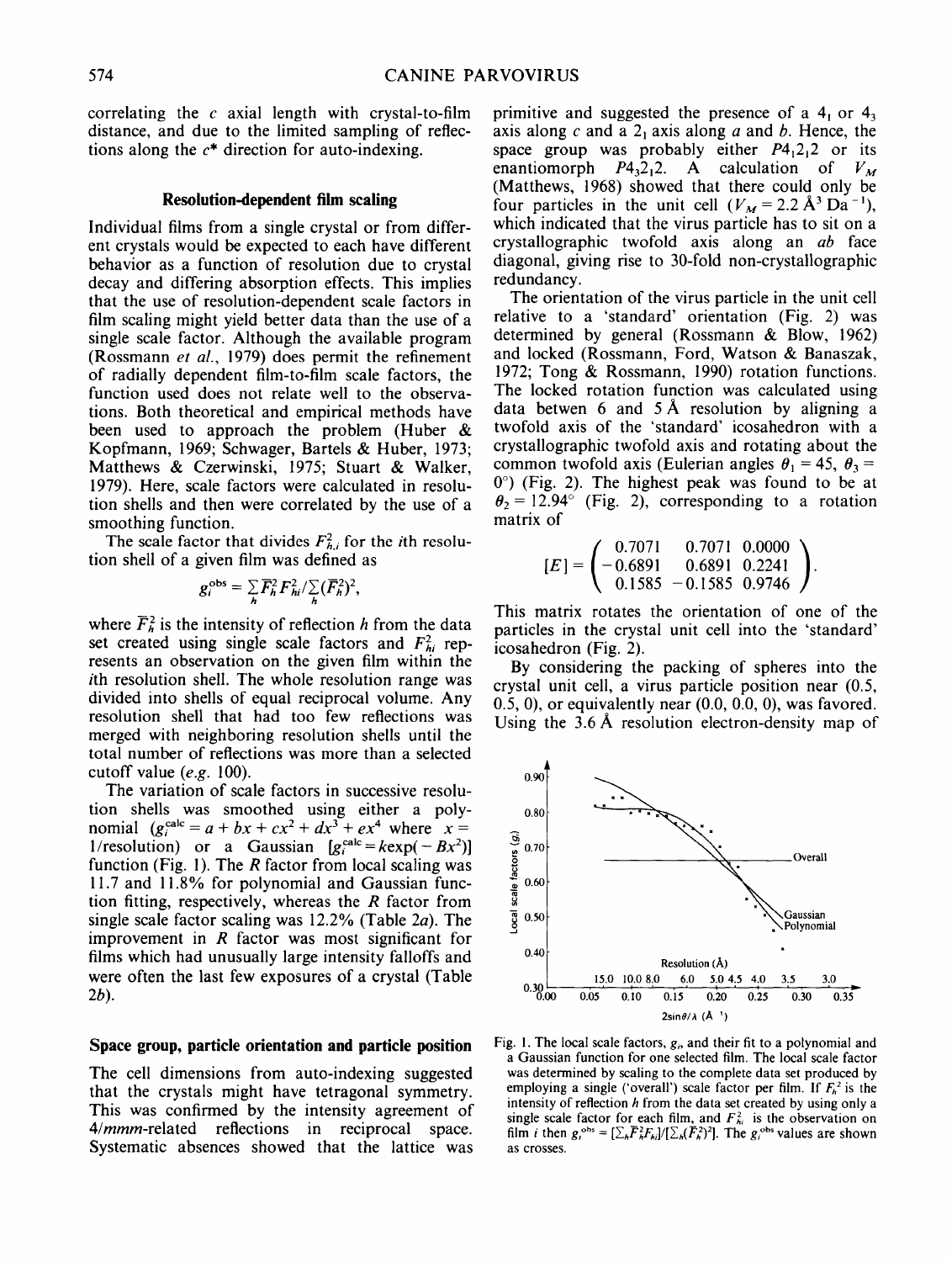correlating the $c$ axial length with crystal-to-film distance, and due to the limited sampling of reflections along the $c^*$ direction for auto-indexing.

### Resolution-dependent film scaling

Individual films from a single crystal or from different crystals would be expected to each have different behavior as a function of resolution due to crystal decay and differing absorption effects. This implies that the use of resolution-dependent scale factors in film scaling might yield better data than the use of a single scale factor. Although the available program (Rossmann *et al.*, 1979) does permit the refinement of radially dependent film-to-film scale factors, the function used does not relate well to the observations. Both theoretical and empirical methods have been used to approach the problem (Huber & Kopfmann, 1969; Schwager, Bartels & Huber, 1973; Matthews & Czerwinski, 1975; Stuart & Walker, 1979). Here, scale factors were calculated in resolution shells and then were correlated by the use of a smoothing function.

The scale factor that divides $F^2_{h,i}$ for the $i$th resolution shell of a given film was defined as

$$g_i^{obs} = \sum_h \bar{F}_h^2 F_{hi}^2 / \sum_h (\bar{F}_h^2)^2,$$

where $\bar{F}_h^2$ is the intensity of reflection $h$ from the data set created using single scale factors and $F^2_{hi}$ represents an observation on the given film within the $i$th resolution shell. The whole resolution range was divided into shells of equal reciprocal volume. Any resolution shell that had too few reflections was merged with neighboring resolution shells until the total number of reflections was more than a selected cutoff value (*e.g.* 100).

The variation of scale factors in successive resolution shells was smoothed using either a polynomial ($g_i^{calc} = a + bx + cx^2 + dx^3 + ex^4$ where $x =$ 1/resolution) or a Gaussian [$g_i^{calc} = k\exp(-Bx^2)$] function (Fig. 1). The $R$ factor from local scaling was 11.7 and 11.8% for polynomial and Gaussian function fitting, respectively, whereas the $R$ factor from single scale factor scaling was 12.2% (Table 2*a*). The improvement in $R$ factor was most significant for films which had unusually large intensity falloffs and were often the last few exposures of a crystal (Table 2*b*).

### Space group, particle orientation and particle position

The cell dimensions from auto-indexing suggested that the crystals might have tetragonal symmetry. This was confirmed by the intensity agreement of 4/*mmm*-related reflections in reciprocal space. Systematic absences showed that the lattice was primitive and suggested the presence of a $4_1$ or $4_3$ axis along $c$ and a $2_1$ axis along $a$ and $b$. Hence, the space group was probably either $P4_12_12$ or its enantiomorph $P4_32_12$. A calculation of $V_M$ (Matthews, 1968) showed that there could only be four particles in the unit cell ($V_M = 2.2$ Å$^3$ Da$^{-1}$), which indicated that the virus particle has to sit on a crystallographic twofold axis along an $ab$ face diagonal, giving rise to 30-fold non-crystallographic redundancy.

The orientation of the virus particle in the unit cell relative to a 'standard' orientation (Fig. 2) was determined by general (Rossmann & Blow, 1962) and locked (Rossmann, Ford, Watson & Banaszak, 1972; Tong & Rossmann, 1990) rotation functions. The locked rotation function was calculated using data betwen 6 and 5 Å resolution by aligning a twofold axis of the 'standard' icosahedron with a crystallographic twofold axis and rotating about the common twofold axis (Eulerian angles $\theta_1 = 45$, $\theta_3 = 0°$) (Fig. 2). The highest peak was found to be at $\theta_2 = 12.94°$ (Fig. 2), corresponding to a rotation matrix of

$$[E] = \begin{pmatrix} 0.7071 & 0.7071 & 0.0000 \\ -0.6891 & 0.6891 & 0.2241 \\ 0.1585 & -0.1585 & 0.9746 \end{pmatrix}.$$

This matrix rotates the orientation of one of the particles in the crystal unit cell into the 'standard' icosahedron (Fig. 2).

By considering the packing of spheres into the crystal unit cell, a virus particle position near (0.5, 0.5, 0), or equivalently near (0.0, 0.0, 0), was favored. Using the 3.6 Å resolution electron-density map of

Fig. 1. The local scale factors, $g_i$, and their fit to a polynomial and a Gaussian function for one selected film. The local scale factor was determined by scaling to the complete data set produced by employing a single ('overall') scale factor per film. If $\bar{F}_h^2$ is the intensity of reflection $h$ from the data set created by using only a single scale factor for each film, and $F^2_{hi}$ is the observation on film $i$ then $g_i^{obs} = [\sum_h \bar{F}_h^2 F_{hi}]/[\sum_h (\bar{F}_h^2)^2]$. The $g_i^{obs}$ values are shown as crosses.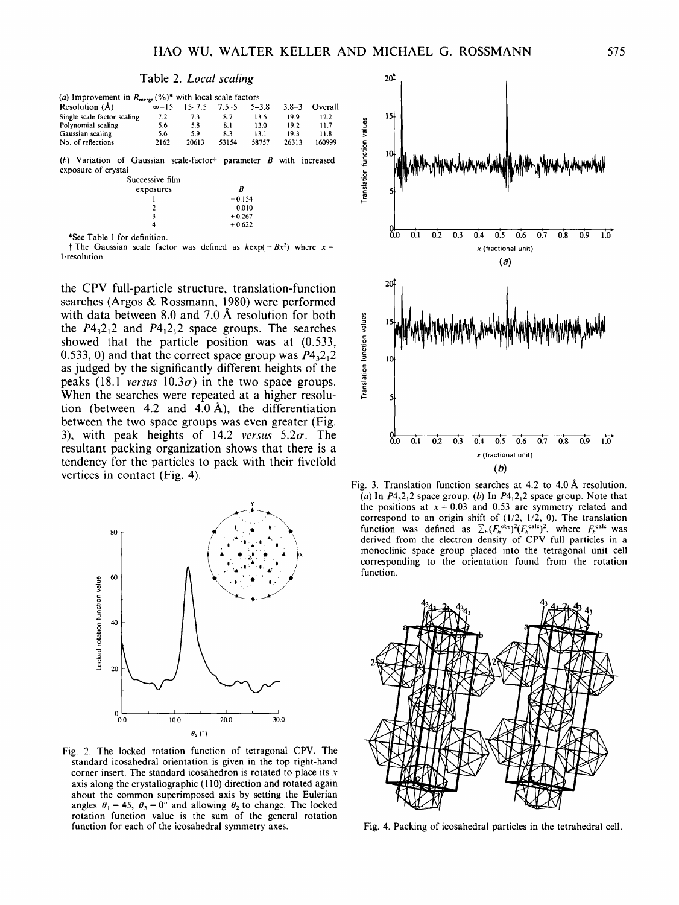Table 2. *Local scaling*

(*a*) Improvement in $R_{merge}$(%)* with local scale factors

| Resolution (Å) | ∞–15 | 15–7.5 | 7.5–5 | 5–3.8 | 3.8–3 | Overall |
|---|---|---|---|---|---|---|
| Single scale factor scaling | 7.2 | 7.3 | 8.7 | 13.5 | 19.9 | 12.2 |
| Polynomial scaling | 5.6 | 5.8 | 8.1 | 13.0 | 19.2 | 11.7 |
| Gaussian scaling | 5.6 | 5.9 | 8.3 | 13.1 | 19.3 | 11.8 |
| No. of reflections | 2162 | 20613 | 53154 | 58757 | 26313 | 160999 |

(*b*) Variation of Gaussian scale-factor† parameter *B* with increased exposure of crystal

| Successive film exposures | *B* |
|---|---|
| 1 | −0.154 |
| 2 | −0.010 |
| 3 | +0.267 |
| 4 | +0.622 |

*See Table 1 for definition.

† The Gaussian scale factor was defined as $k\exp(-Bx^2)$ where $x$ = 1/resolution.

the CPV full-particle structure, translation-function searches (Argos & Rossmann, 1980) were performed with data between 8.0 and 7.0 Å resolution for both the $P4_32_12$ and $P4_12_12$ space groups. The searches showed that the particle position was at (0.533, 0.533, 0) and that the correct space group was $P4_32_12$ as judged by the significantly different heights of the peaks (18.1 *versus* 10.3$\sigma$) in the two space groups. When the searches were repeated at a higher resolution (between 4.2 and 4.0 Å), the differentiation between the two space groups was even greater (Fig. 3), with peak heights of 14.2 *versus* 5.2$\sigma$. The resultant packing organization shows that there is a tendency for the particles to pack with their fivefold vertices in contact (Fig. 4).

Fig. 2. The locked rotation function of tetragonal CPV. The standard icosahedral orientation is given in the top right-hand corner insert. The standard icosahedron is rotated to place its $x$ axis along the crystallographic (110) direction and rotated again about the common superimposed axis by setting the Eulerian angles $\theta_1 = 45$, $\theta_3 = 0°$ and allowing $\theta_2$ to change. The locked rotation function value is the sum of the general rotation function for each of the icosahedral symmetry axes.

Fig. 3. Translation function searches at 4.2 to 4.0 Å resolution. (*a*) In $P4_32_12$ space group. (*b*) In $P4_12_12$ space group. Note that the positions at $x = 0.03$ and 0.53 are symmetry related and correspond to an origin shift of (1/2, 1/2, 0). The translation function was defined as $\sum_h (F_h^{obs})^2(F_h^{calc})^2$, where $F_h^{calc}$ was derived from the electron density of CPV full particles in a monoclinic space group placed into the tetragonal unit cell corresponding to the orientation found from the rotation function.

Fig. 4. Packing of icosahedral particles in the tetrahedral cell.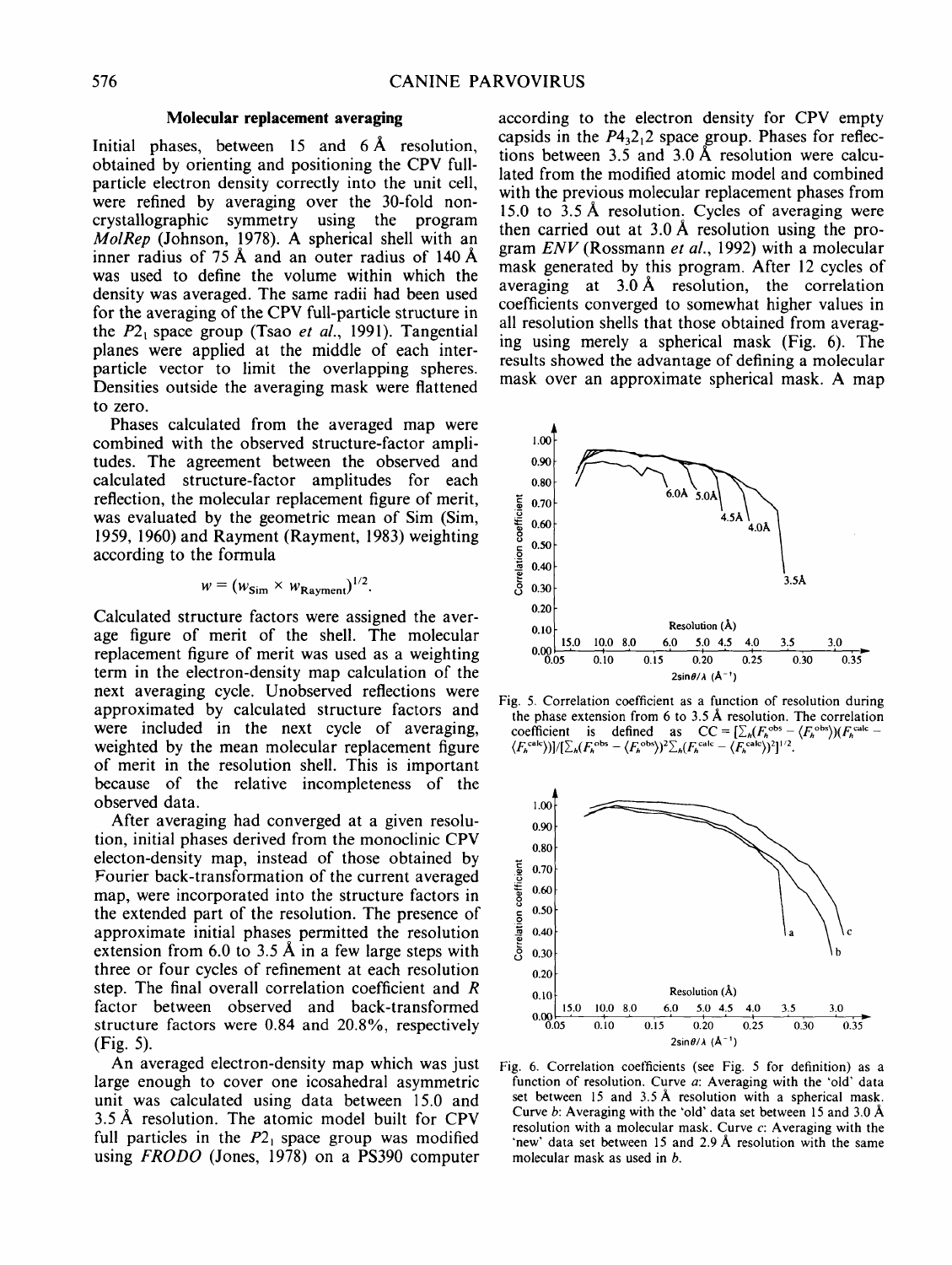### Molecular replacement averaging

Initial phases, between 15 and 6 Å resolution, obtained by orienting and positioning the CPV full-particle electron density correctly into the unit cell, were refined by averaging over the 30-fold noncrystallographic symmetry using the program *MolRep* (Johnson, 1978). A spherical shell with an inner radius of 75 Å and an outer radius of 140 Å was used to define the volume within which the density was averaged. The same radii had been used for the averaging of the CPV full-particle structure in the $P2_1$ space group (Tsao *et al.*, 1991). Tangential planes were applied at the middle of each interparticle vector to limit the overlapping spheres. Densities outside the averaging mask were flattened to zero.

Phases calculated from the averaged map were combined with the observed structure-factor amplitudes. The agreement between the observed and calculated structure-factor amplitudes for each reflection, the molecular replacement figure of merit, was evaluated by the geometric mean of Sim (Sim, 1959, 1960) and Rayment (Rayment, 1983) weighting according to the formula

$$w = (w_{\text{Sim}} \times w_{\text{Rayment}})^{1/2}.$$

Calculated structure factors were assigned the average figure of merit of the shell. The molecular replacement figure of merit was used as a weighting term in the electron-density map calculation of the next averaging cycle. Unobserved reflections were approximated by calculated structure factors and were included in the next cycle of averaging, weighted by the mean molecular replacement figure of merit in the resolution shell. This is important because of the relative incompleteness of the observed data.

After averaging had converged at a given resolution, initial phases derived from the monoclinic CPV electon-density map, instead of those obtained by Fourier back-transformation of the current averaged map, were incorporated into the structure factors in the extended part of the resolution. The presence of approximate initial phases permitted the resolution extension from 6.0 to 3.5 Å in a few large steps with three or four cycles of refinement at each resolution step. The final overall correlation coefficient and $R$ factor between observed and back-transformed structure factors were 0.84 and 20.8%, respectively (Fig. 5).

An averaged electron-density map which was just large enough to cover one icosahedral asymmetric unit was calculated using data between 15.0 and 3.5 Å resolution. The atomic model built for CPV full particles in the $P2_1$ space group was modified using *FRODO* (Jones, 1978) on a PS390 computer according to the electron density for CPV empty capsids in the $P4_32_12$ space group. Phases for reflections between 3.5 and 3.0 Å resolution were calculated from the modified atomic model and combined with the previous molecular replacement phases from 15.0 to 3.5 Å resolution. Cycles of averaging were then carried out at 3.0 Å resolution using the program *ENV* (Rossmann *et al.*, 1992) with a molecular mask generated by this program. After 12 cycles of averaging at 3.0 Å resolution, the correlation coefficients converged to somewhat higher values in all resolution shells that those obtained from averaging using merely a spherical mask (Fig. 6). The results showed the advantage of defining a molecular mask over an approximate spherical mask. A map

Fig. 5. Correlation coefficient as a function of resolution during the phase extension from 6 to 3.5 Å resolution. The correlation coefficient is defined as $CC = [\sum_h (F_h^{\text{obs}} - \langle F_h^{\text{obs}}\rangle)(F_h^{\text{calc}} - \langle F_h^{\text{calc}}\rangle)]/[\sum_h (F_h^{\text{obs}} - \langle F_h^{\text{obs}}\rangle)^2 \sum_h (F_h^{\text{calc}} - \langle F_h^{\text{calc}}\rangle)^2]^{1/2}$.

Fig. 6. Correlation coefficients (see Fig. 5 for definition) as a function of resolution. Curve *a*: Averaging with the 'old' data set between 15 and 3.5 Å resolution with a spherical mask. Curve *b*: Averaging with the 'old' data set between 15 and 3.0 Å resolution with a molecular mask. Curve *c*: Averaging with the 'new' data set between 15 and 2.9 Å resolution with the same molecular mask as used in *b*.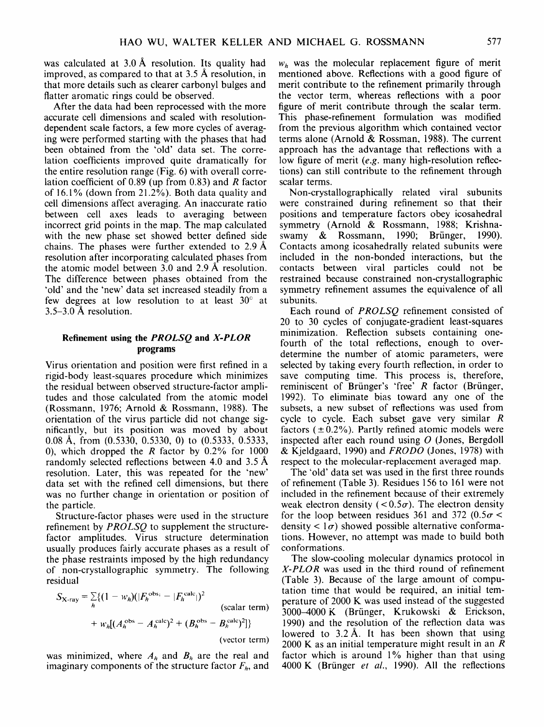was calculated at 3.0 Å resolution. Its quality had improved, as compared to that at 3.5 Å resolution, in that more details such as clearer carbonyl bulges and flatter aromatic rings could be observed.

After the data had been reprocessed with the more accurate cell dimensions and scaled with resolution-dependent scale factors, a few more cycles of averaging were performed starting with the phases that had been obtained from the 'old' data set. The correlation coefficients improved quite dramatically for the entire resolution range (Fig. 6) with overall correlation coefficient of 0.89 (up from 0.83) and $R$ factor of 16.1% (down from 21.2%). Both data quality and cell dimensions affect averaging. An inaccurate ratio between cell axes leads to averaging between incorrect grid points in the map. The map calculated with the new phase set showed better defined side chains. The phases were further extended to 2.9 Å resolution after incorporating calculated phases from the atomic model between 3.0 and 2.9 Å resolution. The difference between phases obtained from the 'old' and the 'new' data set increased steadily from a few degrees at low resolution to at least 30° at 3.5–3.0 Å resolution.

## Refinement using the *PROLSQ* and *X-PLOR* programs

Virus orientation and position were first refined in a rigid-body least-squares procedure which minimizes the residual between observed structure-factor amplitudes and those calculated from the atomic model (Rossmann, 1976; Arnold & Rossmann, 1988). The orientation of the virus particle did not change significantly, but its position was moved by about 0.08 Å, from (0.5330, 0.5330, 0) to (0.5333, 0.5333, 0), which dropped the $R$ factor by 0.2% for 1000 randomly selected reflections between 4.0 and 3.5 Å resolution. Later, this was repeated for the 'new' data set with the refined cell dimensions, but there was no further change in orientation or position of the particle.

Structure-factor phases were used in the structure refinement by *PROLSQ* to supplement the structure-factor amplitudes. Virus structure determination usually produces fairly accurate phases as a result of the phase restraints imposed by the high redundancy of non-crystallographic symmetry. The following residual

$$S_{\text{X-ray}} = \sum_h \{(1 - w_h)(|F_h^{\text{obs}}| - |F_h^{\text{calc}}|)^2 \quad \text{(scalar term)}$$
$$+ w_h[(A_h^{\text{obs}} - A_h^{\text{calc}})^2 + (B_h^{\text{obs}} - B_h^{\text{calc}})^2]\} \quad \text{(vector term)}$$

was minimized, where $A_h$ and $B_h$ are the real and imaginary components of the structure factor $F_h$, and $w_h$ was the molecular replacement figure of merit mentioned above. Reflections with a good figure of merit contribute to the refinement primarily through the vector term, whereas reflections with a poor figure of merit contribute through the scalar term. This phase-refinement formulation was modified from the previous algorithm which contained vector terms alone (Arnold & Rossman, 1988). The current approach has the advantage that reflections with a low figure of merit (*e.g.* many high-resolution reflections) can still contribute to the refinement through scalar terms.

Non-crystallographically related viral subunits were constrained during refinement so that their positions and temperature factors obey icosahedral symmetry (Arnold & Rossmann, 1988; Krishnaswamy & Rossmann, 1990; Brünger, 1990). Contacts among icosahedrally related subunits were included in the non-bonded interactions, but the contacts between viral particles could not be restrained because constrained non-crystallographic symmetry refinement assumes the equivalence of all subunits.

Each round of *PROLSQ* refinement consisted of 20 to 30 cycles of conjugate-gradient least-squares minimization. Reflection subsets containing one-fourth of the total reflections, enough to overdetermine the number of atomic parameters, were selected by taking every fourth reflection, in order to save computing time. This process is, therefore, reminiscent of Brünger's 'free' $R$ factor (Brünger, 1992). To eliminate bias toward any one of the subsets, a new subset of reflections was used from cycle to cycle. Each subset gave very similar $R$ factors ($\pm 0.2\%$). Partly refined atomic models were inspected after each round using *O* (Jones, Bergdoll & Kjeldgaard, 1990) and *FRODO* (Jones, 1978) with respect to the molecular-replacement averaged map.

The 'old' data set was used in the first three rounds of refinement (Table 3). Residues 156 to 161 were not included in the refinement because of their extremely weak electron density ($< 0.5\sigma$). The electron density for the loop between residues 361 and 372 ($0.5\sigma <$ density $< 1\sigma$) showed possible alternative conformations. However, no attempt was made to build both conformations.

The slow-cooling molecular dynamics protocol in *X-PLOR* was used in the third round of refinement (Table 3). Because of the large amount of computation time that would be required, an initial temperature of 2000 K was used instead of the suggested 3000–4000 K (Brünger, Krukowski & Erickson, 1990) and the resolution of the reflection data was lowered to 3.2 Å. It has been shown that using 2000 K as an initial temperature might result in an $R$ factor which is around 1% higher than that using 4000 K (Brünger *et al.*, 1990). All the reflections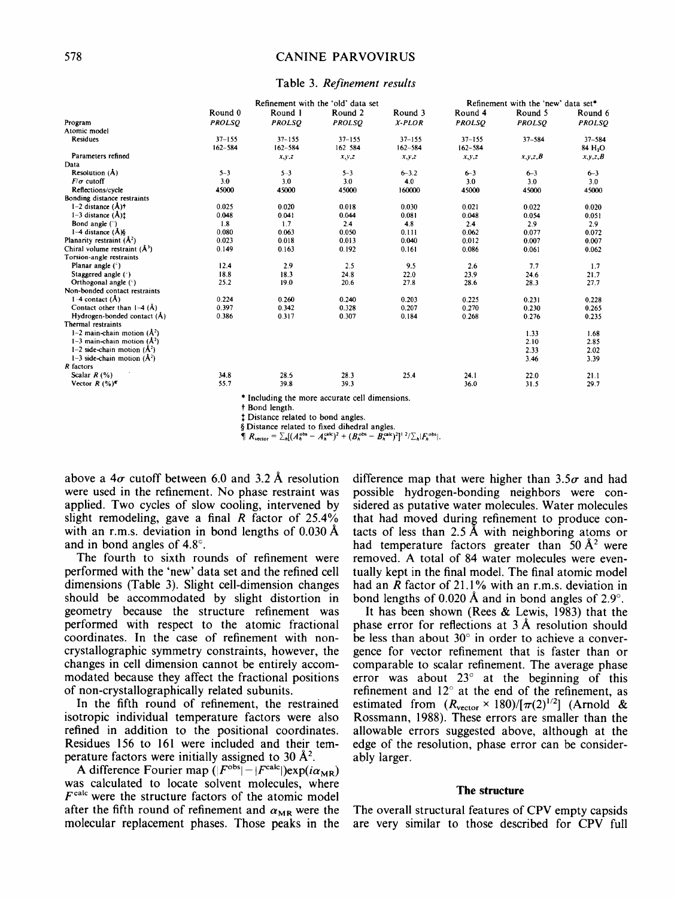Table 3. *Refinement results*

| | Refinement with the 'old' data set | | | | Refinement with the 'new' data set* | | |
|---|---|---|---|---|---|---|---|
| | Round 0 | Round 1 | Round 2 | Round 3 | Round 4 | Round 5 | Round 6 |
| Program | *PROLSQ* | *PROLSQ* | *PROLSQ* | *X-PLOR* | *PROLSQ* | *PROLSQ* | *PROLSQ* |
| Atomic model | | | | | | | |
| Residues | 37–155 162–584 | 37–155 162–584 | 37–155 162 584 | 37–155 162–584 | 37–155 162–584 | 37–584 | 37–584 84 $H_2O$ |
| Parameters refined | | $x,y,z$ | $x,y,z$ | $x,y,z$ | $x,y,z$ | $x,y,z,B$ | $x,y,z,B$ |
| Data | | | | | | | |
| Resolution (Å) | 5–3 | 5–3 | 5–3 | 6–3.2 | 6–3 | 6–3 | 6–3 |
| $F/\sigma$ cutoff | 3.0 | 3.0 | 3.0 | 4.0 | 3.0 | 3.0 | 3.0 |
| Reflections/cycle | 45000 | 45000 | 45000 | 160000 | 45000 | 45000 | 45000 |
| Bonding distance restraints | | | | | | | |
| 1–2 distance (Å)† | 0.025 | 0.020 | 0.018 | 0.030 | 0.021 | 0.022 | 0.020 |
| 1–3 distance (Å)‡ | 0.048 | 0.041 | 0.044 | 0.081 | 0.048 | 0.054 | 0.051 |
| Bond angle (°) | 1.8 | 1.7 | 2.4 | 4.8 | 2.4 | 2.9 | 2.9 |
| 1–4 distance (Å)§ | 0.080 | 0.063 | 0.050 | 0.111 | 0.062 | 0.077 | 0.072 |
| Planarity restraint ($Å^2$) | 0.023 | 0.018 | 0.013 | 0.040 | 0.012 | 0.007 | 0.007 |
| Chiral volume restraint ($Å^3$) | 0.149 | 0.163 | 0.192 | 0.161 | 0.086 | 0.061 | 0.062 |
| Torsion-angle restraints | | | | | | | |
| Planar angle (°) | 12.4 | 2.9 | 2.5 | 9.5 | 2.6 | 7.7 | 1.7 |
| Staggered angle (°) | 18.8 | 18.3 | 24.8 | 22.0 | 23.9 | 24.6 | 21.7 |
| Orthogonal angle (°) | 25.2 | 19.0 | 20.6 | 27.8 | 28.6 | 28.3 | 27.7 |
| Non-bonded contact restraints | | | | | | | |
| 1–4 contact (Å) | 0.224 | 0.260 | 0.240 | 0.203 | 0.225 | 0.231 | 0.228 |
| Contact other than 1–4 (Å) | 0.397 | 0.342 | 0.328 | 0.207 | 0.270 | 0.230 | 0.265 |
| Hydrogen-bonded contact (Å) | 0.386 | 0.317 | 0.307 | 0.184 | 0.268 | 0.276 | 0.235 |
| Thermal restraints | | | | | | | |
| 1–2 main-chain motion ($Å^2$) | | | | | | 1.33 | 1.68 |
| 1–3 main-chain motion ($Å^2$) | | | | | | 2.10 | 2.85 |
| 1–2 side-chain motion ($Å^2$) | | | | | | 2.33 | 2.02 |
| 1–3 side-chain motion ($Å^2$) | | | | | | 3.46 | 3.39 |
| *R* factors | | | | | | | |
| Scalar *R* (%) | 34.8 | 28.5 | 28.3 | 25.4 | 24.1 | 22.0 | 21.1 |
| Vector *R* (%)¶ | 55.7 | 39.8 | 39.3 | | 36.0 | 31.5 | 29.7 |

\* Including the more accurate cell dimensions.
† Bond length.
‡ Distance related to bond angles.
§ Distance related to fixed dihedral angles.
¶ $R_{\rm vector} = \sum_h[(A_h^{\rm obs} - A_h^{\rm calc})^2 + (B_h^{\rm obs} - B_h^{\rm calc})^2]^{1/2}/\sum_h|F_h^{\rm obs}|$.

above a $4\sigma$ cutoff between 6.0 and 3.2 Å resolution were used in the refinement. No phase restraint was applied. Two cycles of slow cooling, intervened by slight remodeling, gave a final *R* factor of 25.4% with an r.m.s. deviation in bond lengths of 0.030 Å and in bond angles of 4.8°.

The fourth to sixth rounds of refinement were performed with the 'new' data set and the refined cell dimensions (Table 3). Slight cell-dimension changes should be accommodated by slight distortion in geometry because the structure refinement was performed with respect to the atomic fractional coordinates. In the case of refinement with non-crystallographic symmetry constraints, however, the changes in cell dimension cannot be entirely accommodated because they affect the fractional positions of non-crystallographically related subunits.

In the fifth round of refinement, the restrained isotropic individual temperature factors were also refined in addition to the positional coordinates. Residues 156 to 161 were included and their temperature factors were initially assigned to 30 $Å^2$.

A difference Fourier map $(|F^{\rm obs}| - |F^{\rm calc}|)\exp(i\alpha_{\rm MR})$ was calculated to locate solvent molecules, where $F^{\rm calc}$ were the structure factors of the atomic model after the fifth round of refinement and $\alpha_{\rm MR}$ were the molecular replacement phases. Those peaks in the difference map that were higher than $3.5\sigma$ and had possible hydrogen-bonding neighbors were considered as putative water molecules. Water molecules that had moved during refinement to produce contacts of less than 2.5 Å with neighboring atoms or had temperature factors greater than 50 $Å^2$ were removed. A total of 84 water molecules were eventually kept in the final model. The final atomic model had an *R* factor of 21.1% with an r.m.s. deviation in bond lengths of 0.020 Å and in bond angles of 2.9°.

It has been shown (Rees & Lewis, 1983) that the phase error for reflections at 3 Å resolution should be less than about 30° in order to achieve a convergence for vector refinement that is faster than or comparable to scalar refinement. The average phase error was about 23° at the beginning of this refinement and 12° at the end of the refinement, as estimated from $(R_{\rm vector} \times 180)/[\pi(2)^{1/2}]$ (Arnold & Rossmann, 1988). These errors are smaller than the allowable errors suggested above, although at the edge of the resolution, phase error can be considerably larger.

## The structure

The overall structural features of CPV empty capsids are very similar to those described for CPV full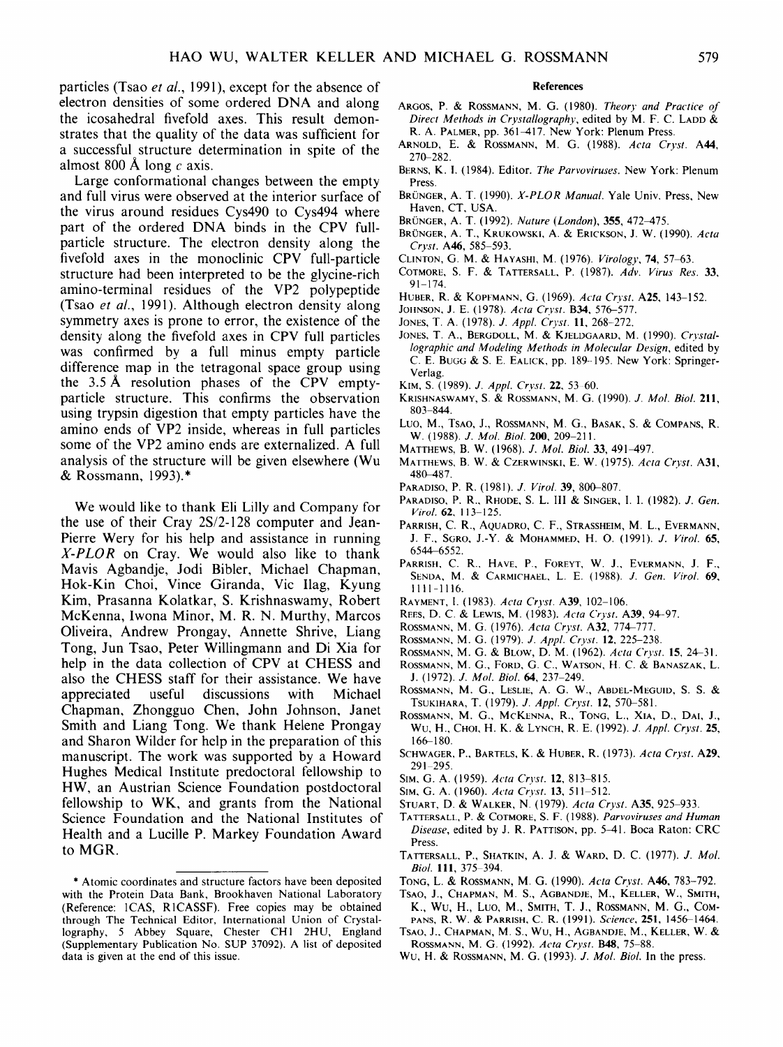particles (Tsao *et al.*, 1991), except for the absence of electron densities of some ordered DNA and along the icosahedral fivefold axes. This result demonstrates that the quality of the data was sufficient for a successful structure determination in spite of the almost 800 Å long *c* axis.

Large conformational changes between the empty and full virus were observed at the interior surface of the virus around residues Cys490 to Cys494 where part of the ordered DNA binds in the CPV full-particle structure. The electron density along the fivefold axes in the monoclinic CPV full-particle structure had been interpreted to be the glycine-rich amino-terminal residues of the VP2 polypeptide (Tsao *et al.*, 1991). Although electron density along symmetry axes is prone to error, the existence of the density along the fivefold axes in CPV full particles was confirmed by a full minus empty particle difference map in the tetragonal space group using the 3.5 Å resolution phases of the CPV empty-particle structure. This confirms the observation using trypsin digestion that empty particles have the amino ends of VP2 inside, whereas in full particles some of the VP2 amino ends are externalized. A full analysis of the structure will be given elsewhere (Wu & Rossmann, 1993).*

We would like to thank Eli Lilly and Company for the use of their Cray 2S/2-128 computer and Jean-Pierre Wery for his help and assistance in running *X-PLOR* on Cray. We would also like to thank Mavis Agbandje, Jodi Bibler, Michael Chapman, Hok-Kin Choi, Vince Giranda, Vic Ilag, Kyung Kim, Prasanna Kolatkar, S. Krishnaswamy, Robert McKenna, Iwona Minor, M. R. N. Murthy, Marcos Oliveira, Andrew Prongay, Annette Shrive, Liang Tong, Jun Tsao, Peter Willingmann and Di Xia for help in the data collection of CPV at CHESS and also the CHESS staff for their assistance. We have appreciated useful discussions with Michael Chapman, Zhongguo Chen, John Johnson, Janet Smith and Liang Tong. We thank Helene Prongay and Sharon Wilder for help in the preparation of this manuscript. The work was supported by a Howard Hughes Medical Institute predoctoral fellowship to HW, an Austrian Science Foundation postdoctoral fellowship to WK, and grants from the National Science Foundation and the National Institutes of Health and a Lucille P. Markey Foundation Award to MGR.

\* Atomic coordinates and structure factors have been deposited with the Protein Data Bank, Brookhaven National Laboratory (Reference: 1CAS, R1CASSF). Free copies may be obtained through The Technical Editor, International Union of Crystallography, 5 Abbey Square, Chester CH1 2HU, England (Supplementary Publication No. SUP 37092). A list of deposited data is given at the end of this issue.

## References

Argos, P. & Rossmann, M. G. (1980). *Theory and Practice of Direct Methods in Crystallography*, edited by M. F. C. Ladd & R. A. Palmer, pp. 361–417. New York: Plenum Press.

Arnold, E. & Rossmann, M. G. (1988). *Acta Cryst.* A**44**, 270–282.

Berns, K. I. (1984). Editor. *The Parvoviruses*. New York: Plenum Press.

Brünger, A. T. (1990). *X-PLOR Manual*. Yale Univ. Press, New Haven, CT, USA.

Brünger, A. T. (1992). *Nature (London)*, **355**, 472–475.

Brünger, A. T., Krukowski, A. & Erickson, J. W. (1990). *Acta Cryst.* A**46**, 585–593.

Clinton, G. M. & Hayashi, M. (1976). *Virology*, **74**, 57–63.

Cotmore, S. F. & Tattersall, P. (1987). *Adv. Virus Res.* **33**, 91–174.

Huber, R. & Kopfmann, G. (1969). *Acta Cryst.* A**25**, 143–152.

Johnson, J. E. (1978). *Acta Cryst.* B**34**, 576–577.

Jones, T. A. (1978). *J. Appl. Cryst.* **11**, 268–272.

Jones, T. A., Bergdoll, M. & Kjeldgaard, M. (1990). *Crystallographic and Modeling Methods in Molecular Design*, edited by C. E. Bugg & S. E. Ealick, pp. 189–195. New York: Springer-Verlag.

Kim, S. (1989). *J. Appl. Cryst.* **22**, 53–60.

Krishnaswamy, S. & Rossmann, M. G. (1990). *J. Mol. Biol.* **211**, 803–844.

Luo, M., Tsao, J., Rossmann, M. G., Basak, S. & Compans, R. W. (1988). *J. Mol. Biol.* **200**, 209–211.

Matthews, B. W. (1968). *J. Mol. Biol.* **33**, 491–497.

Matthews, B. W. & Czerwinski, E. W. (1975). *Acta Cryst.* A**31**, 480–487.

Paradiso, P. R. (1981). *J. Virol.* **39**, 800–807.

Paradiso, P. R., Rhode, S. L. III & Singer, I. I. (1982). *J. Gen. Virol.* **62**, 113–125.

Parrish, C. R., Aquadro, C. F., Strassheim, M. L., Evermann, J. F., Sgro, J.-Y. & Mohammed, H. O. (1991). *J. Virol.* **65**, 6544–6552.

Parrish, C. R., Have, P., Foreyt, W. J., Evermann, J. F., Senda, M. & Carmichael, L. E. (1988). *J. Gen. Virol.* **69**, 1111–1116.

Rayment, I. (1983). *Acta Cryst.* A**39**, 102–106.

Rees, D. C. & Lewis, M. (1983). *Acta Cryst.* A**39**, 94–97.

Rossmann, M. G. (1976). *Acta Cryst.* A**32**, 774–777.

Rossmann, M. G. (1979). *J. Appl. Cryst.* **12**, 225–238.

Rossmann, M. G. & Blow, D. M. (1962). *Acta Cryst.* **15**, 24–31.

Rossmann, M. G., Ford, G. C., Watson, H. C. & Banaszak, L. J. (1972). *J. Mol. Biol.* **64**, 237–249.

Rossmann, M. G., Leslie, A. G. W., Abdel-Meguid, S. S. & Tsukihara, T. (1979). *J. Appl. Cryst.* **12**, 570–581.

Rossmann, M. G., McKenna, R., Tong, L., Xia, D., Dai, J., Wu, H., Choi, H. K. & Lynch, R. E. (1992). *J. Appl. Cryst.* **25**, 166–180.

Schwager, P., Bartels, K. & Huber, R. (1973). *Acta Cryst.* A**29**, 291–295.

Sim, G. A. (1959). *Acta Cryst.* **12**, 813–815.

Sim, G. A. (1960). *Acta Cryst.* **13**, 511–512.

Stuart, D. & Walker, N. (1979). *Acta Cryst.* A**35**, 925–933.

Tattersall, P. & Cotmore, S. F. (1988). *Parvoviruses and Human Disease*, edited by J. R. Pattison, pp. 5–41. Boca Raton: CRC Press.

Tattersall, P., Shatkin, A. J. & Ward, D. C. (1977). *J. Mol. Biol.* **111**, 375–394.

Tong, L. & Rossmann, M. G. (1990). *Acta Cryst.* A**46**, 783–792.

Tsao, J., Chapman, M. S., Agbandje, M., Keller, W., Smith, K., Wu, H., Luo, M., Smith, T. J., Rossmann, M. G., Compans, R. W. & Parrish, C. R. (1991). *Science*, **251**, 1456–1464.

Tsao, J., Chapman, M. S., Wu, H., Agbandje, M., Keller, W. & Rossmann, M. G. (1992). *Acta Cryst.* B**48**, 75–88.

Wu, H. & Rossmann, M. G. (1993). *J. Mol. Biol.* In the press.